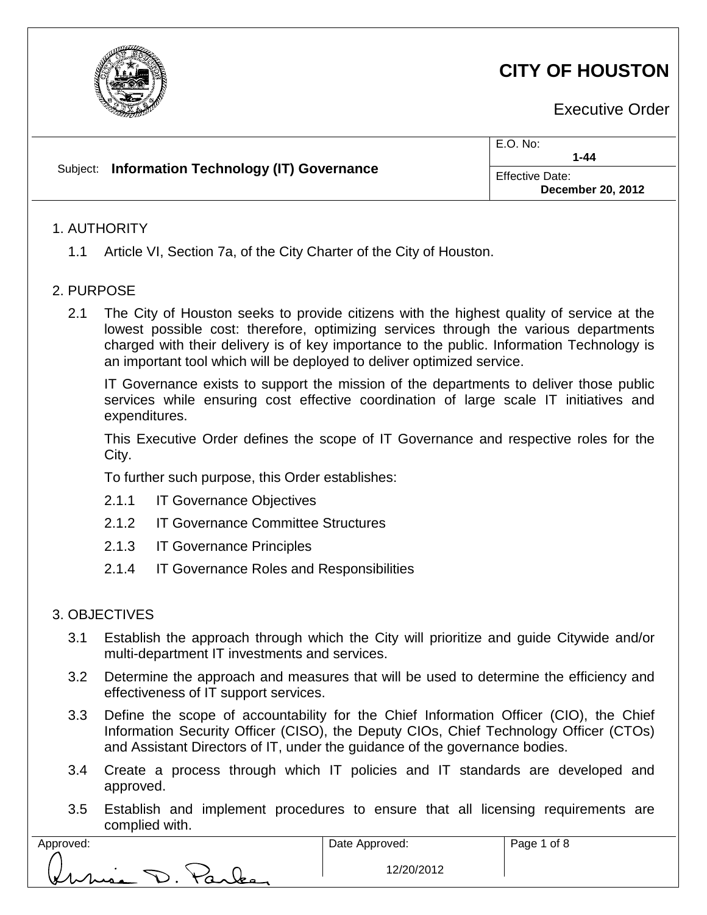# CITY OF HOUSTON

Executive Order

| Subject: **Information Technology (IT) Governance** | E.O. No: **1-44** |
|---|---|
| | Effective Date: **December 20, 2012** |

## 1. AUTHORITY

1.1 Article VI, Section 7a, of the City Charter of the City of Houston.

## 2. PURPOSE

2.1 The City of Houston seeks to provide citizens with the highest quality of service at the lowest possible cost: therefore, optimizing services through the various departments charged with their delivery is of key importance to the public. Information Technology is an important tool which will be deployed to deliver optimized service.

IT Governance exists to support the mission of the departments to deliver those public services while ensuring cost effective coordination of large scale IT initiatives and expenditures.

This Executive Order defines the scope of IT Governance and respective roles for the City.

To further such purpose, this Order establishes:

2.1.1 IT Governance Objectives

2.1.2 IT Governance Committee Structures

2.1.3 IT Governance Principles

2.1.4 IT Governance Roles and Responsibilities

## 3. OBJECTIVES

3.1 Establish the approach through which the City will prioritize and guide Citywide and/or multi-department IT investments and services.

3.2 Determine the approach and measures that will be used to determine the efficiency and effectiveness of IT support services.

3.3 Define the scope of accountability for the Chief Information Officer (CIO), the Chief Information Security Officer (CISO), the Deputy CIOs, Chief Technology Officer (CTOs) and Assistant Directors of IT, under the guidance of the governance bodies.

3.4 Create a process through which IT policies and IT standards are developed and approved.

3.5 Establish and implement procedures to ensure that all licensing requirements are complied with.

| Approved: | Date Approved: |
|---|---|
| Annise D. Parker | 12/20/2012 |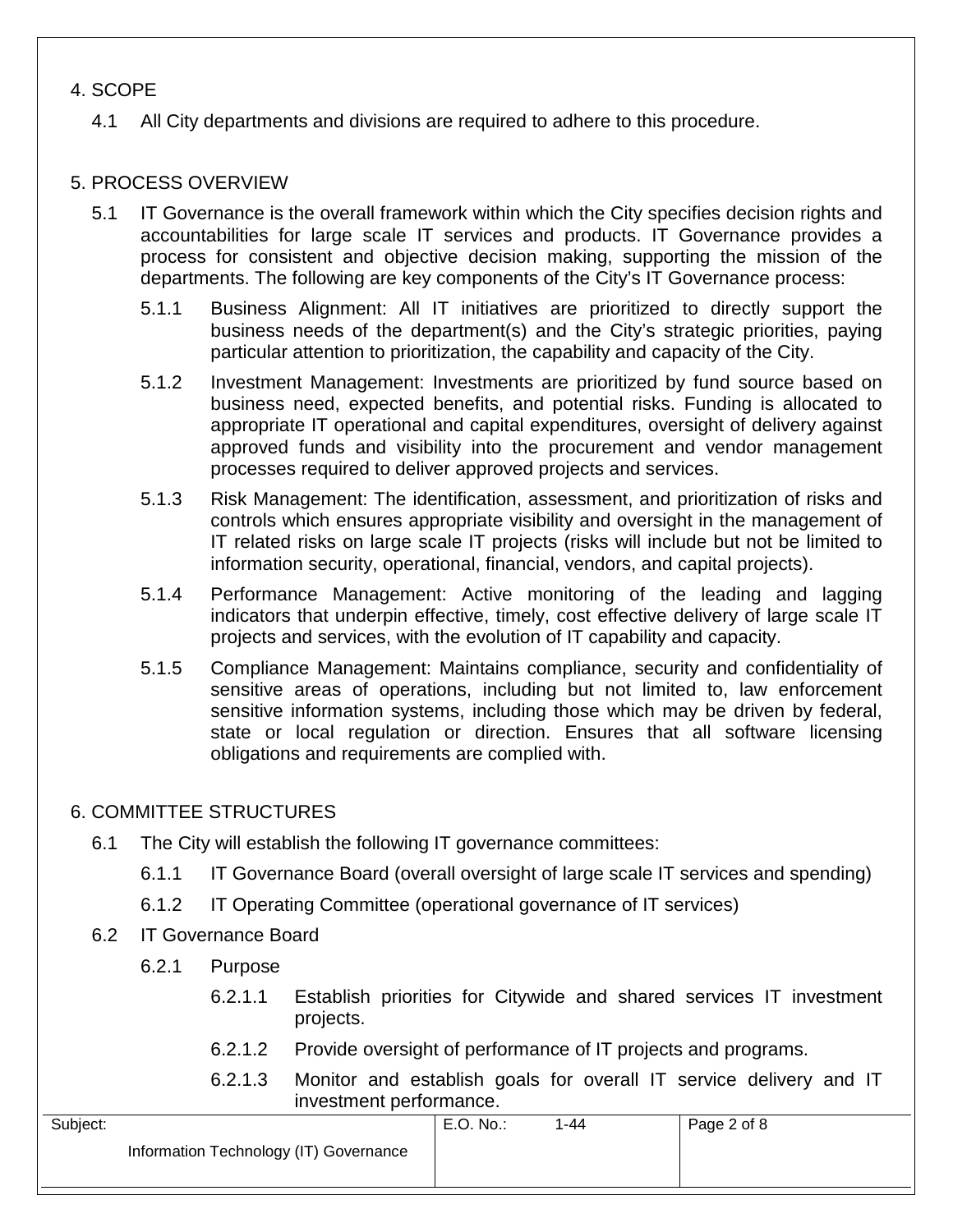## 4. SCOPE

4.1 All City departments and divisions are required to adhere to this procedure.

## 5. PROCESS OVERVIEW

5.1 IT Governance is the overall framework within which the City specifies decision rights and accountabilities for large scale IT services and products. IT Governance provides a process for consistent and objective decision making, supporting the mission of the departments. The following are key components of the City's IT Governance process:

5.1.1 Business Alignment: All IT initiatives are prioritized to directly support the business needs of the department(s) and the City's strategic priorities, paying particular attention to prioritization, the capability and capacity of the City.

5.1.2 Investment Management: Investments are prioritized by fund source based on business need, expected benefits, and potential risks. Funding is allocated to appropriate IT operational and capital expenditures, oversight of delivery against approved funds and visibility into the procurement and vendor management processes required to deliver approved projects and services.

5.1.3 Risk Management: The identification, assessment, and prioritization of risks and controls which ensures appropriate visibility and oversight in the management of IT related risks on large scale IT projects (risks will include but not be limited to information security, operational, financial, vendors, and capital projects).

5.1.4 Performance Management: Active monitoring of the leading and lagging indicators that underpin effective, timely, cost effective delivery of large scale IT projects and services, with the evolution of IT capability and capacity.

5.1.5 Compliance Management: Maintains compliance, security and confidentiality of sensitive areas of operations, including but not limited to, law enforcement sensitive information systems, including those which may be driven by federal, state or local regulation or direction. Ensures that all software licensing obligations and requirements are complied with.

## 6. COMMITTEE STRUCTURES

6.1 The City will establish the following IT governance committees:

6.1.1 IT Governance Board (overall oversight of large scale IT services and spending)

6.1.2 IT Operating Committee (operational governance of IT services)

6.2 IT Governance Board

6.2.1 Purpose

6.2.1.1 Establish priorities for Citywide and shared services IT investment projects.

6.2.1.2 Provide oversight of performance of IT projects and programs.

6.2.1.3 Monitor and establish goals for overall IT service delivery and IT investment performance.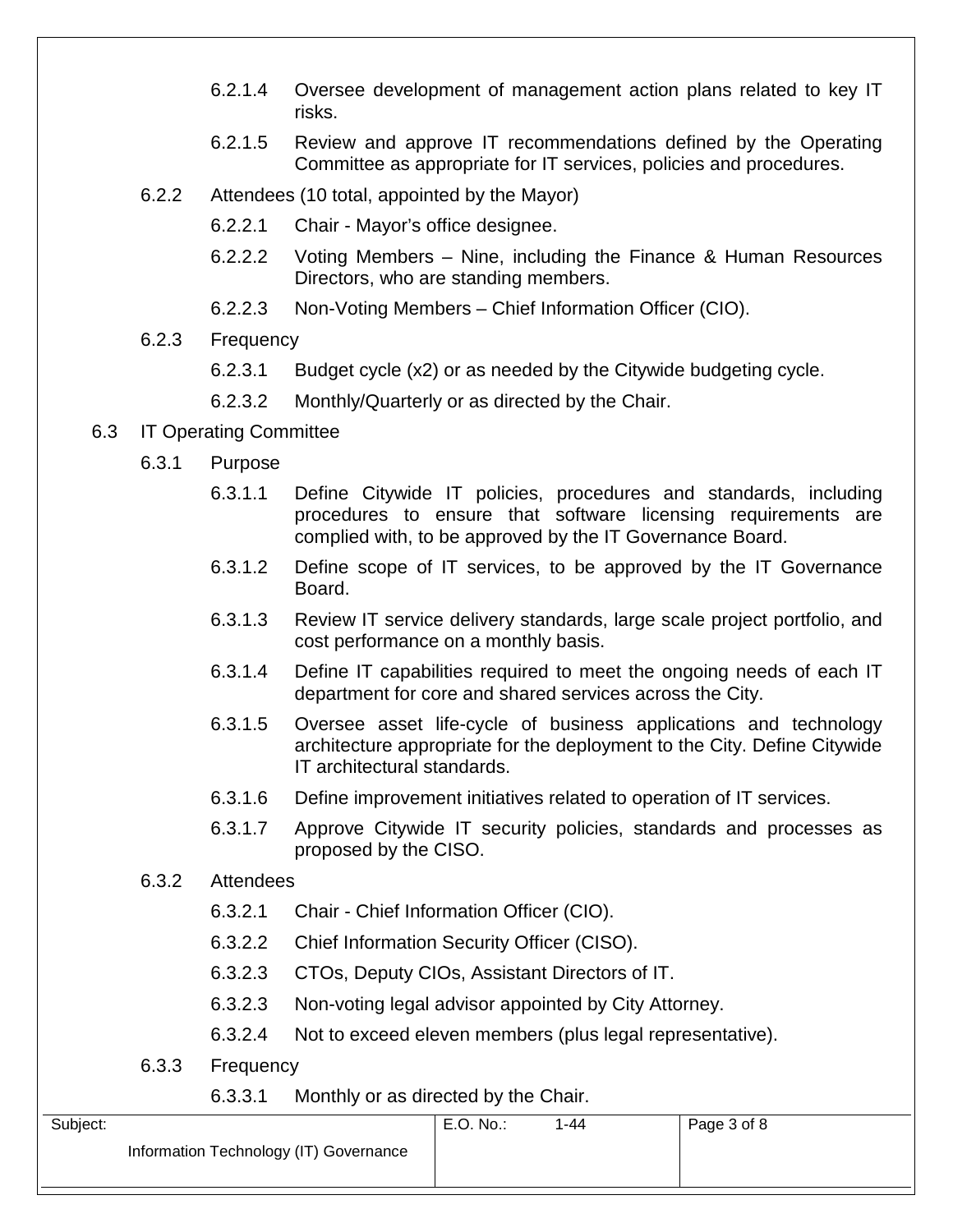6.2.1.4 Oversee development of management action plans related to key IT risks.

6.2.1.5 Review and approve IT recommendations defined by the Operating Committee as appropriate for IT services, policies and procedures.

6.2.2 Attendees (10 total, appointed by the Mayor)

6.2.2.1 Chair - Mayor's office designee.

6.2.2.2 Voting Members – Nine, including the Finance & Human Resources Directors, who are standing members.

6.2.2.3 Non-Voting Members – Chief Information Officer (CIO).

6.2.3 Frequency

6.2.3.1 Budget cycle (x2) or as needed by the Citywide budgeting cycle.

6.2.3.2 Monthly/Quarterly or as directed by the Chair.

6.3 IT Operating Committee

6.3.1 Purpose

6.3.1.1 Define Citywide IT policies, procedures and standards, including procedures to ensure that software licensing requirements are complied with, to be approved by the IT Governance Board.

6.3.1.2 Define scope of IT services, to be approved by the IT Governance Board.

6.3.1.3 Review IT service delivery standards, large scale project portfolio, and cost performance on a monthly basis.

6.3.1.4 Define IT capabilities required to meet the ongoing needs of each IT department for core and shared services across the City.

6.3.1.5 Oversee asset life-cycle of business applications and technology architecture appropriate for the deployment to the City. Define Citywide IT architectural standards.

6.3.1.6 Define improvement initiatives related to operation of IT services.

6.3.1.7 Approve Citywide IT security policies, standards and processes as proposed by the CISO.

6.3.2 Attendees

6.3.2.1 Chair - Chief Information Officer (CIO).

6.3.2.2 Chief Information Security Officer (CISO).

6.3.2.3 CTOs, Deputy CIOs, Assistant Directors of IT.

6.3.2.3 Non-voting legal advisor appointed by City Attorney.

6.3.2.4 Not to exceed eleven members (plus legal representative).

6.3.3 Frequency

6.3.3.1 Monthly or as directed by the Chair.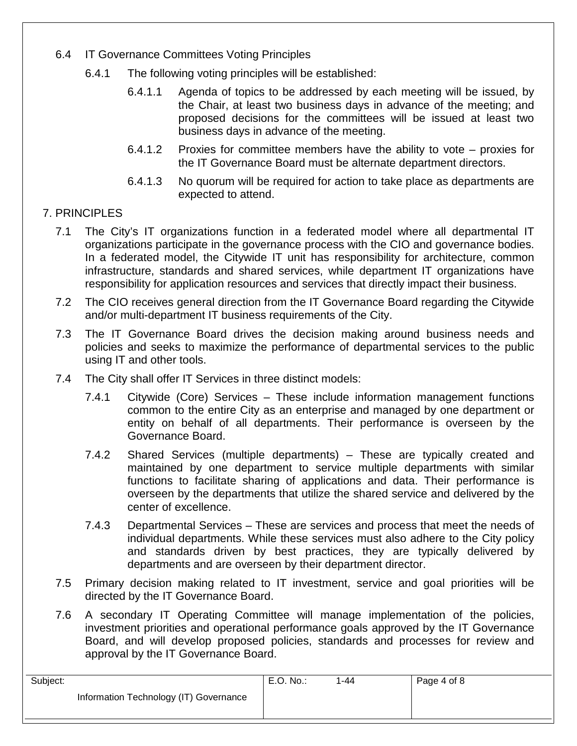6.4 IT Governance Committees Voting Principles

6.4.1 The following voting principles will be established:

6.4.1.1 Agenda of topics to be addressed by each meeting will be issued, by the Chair, at least two business days in advance of the meeting; and proposed decisions for the committees will be issued at least two business days in advance of the meeting.

6.4.1.2 Proxies for committee members have the ability to vote – proxies for the IT Governance Board must be alternate department directors.

6.4.1.3 No quorum will be required for action to take place as departments are expected to attend.

## 7. PRINCIPLES

7.1 The City's IT organizations function in a federated model where all departmental IT organizations participate in the governance process with the CIO and governance bodies. In a federated model, the Citywide IT unit has responsibility for architecture, common infrastructure, standards and shared services, while department IT organizations have responsibility for application resources and services that directly impact their business.

7.2 The CIO receives general direction from the IT Governance Board regarding the Citywide and/or multi-department IT business requirements of the City.

7.3 The IT Governance Board drives the decision making around business needs and policies and seeks to maximize the performance of departmental services to the public using IT and other tools.

7.4 The City shall offer IT Services in three distinct models:

7.4.1 Citywide (Core) Services – These include information management functions common to the entire City as an enterprise and managed by one department or entity on behalf of all departments. Their performance is overseen by the Governance Board.

7.4.2 Shared Services (multiple departments) – These are typically created and maintained by one department to service multiple departments with similar functions to facilitate sharing of applications and data. Their performance is overseen by the departments that utilize the shared service and delivered by the center of excellence.

7.4.3 Departmental Services – These are services and process that meet the needs of individual departments. While these services must also adhere to the City policy and standards driven by best practices, they are typically delivered by departments and are overseen by their department director.

7.5 Primary decision making related to IT investment, service and goal priorities will be directed by the IT Governance Board.

7.6 A secondary IT Operating Committee will manage implementation of the policies, investment priorities and operational performance goals approved by the IT Governance Board, and will develop proposed policies, standards and processes for review and approval by the IT Governance Board.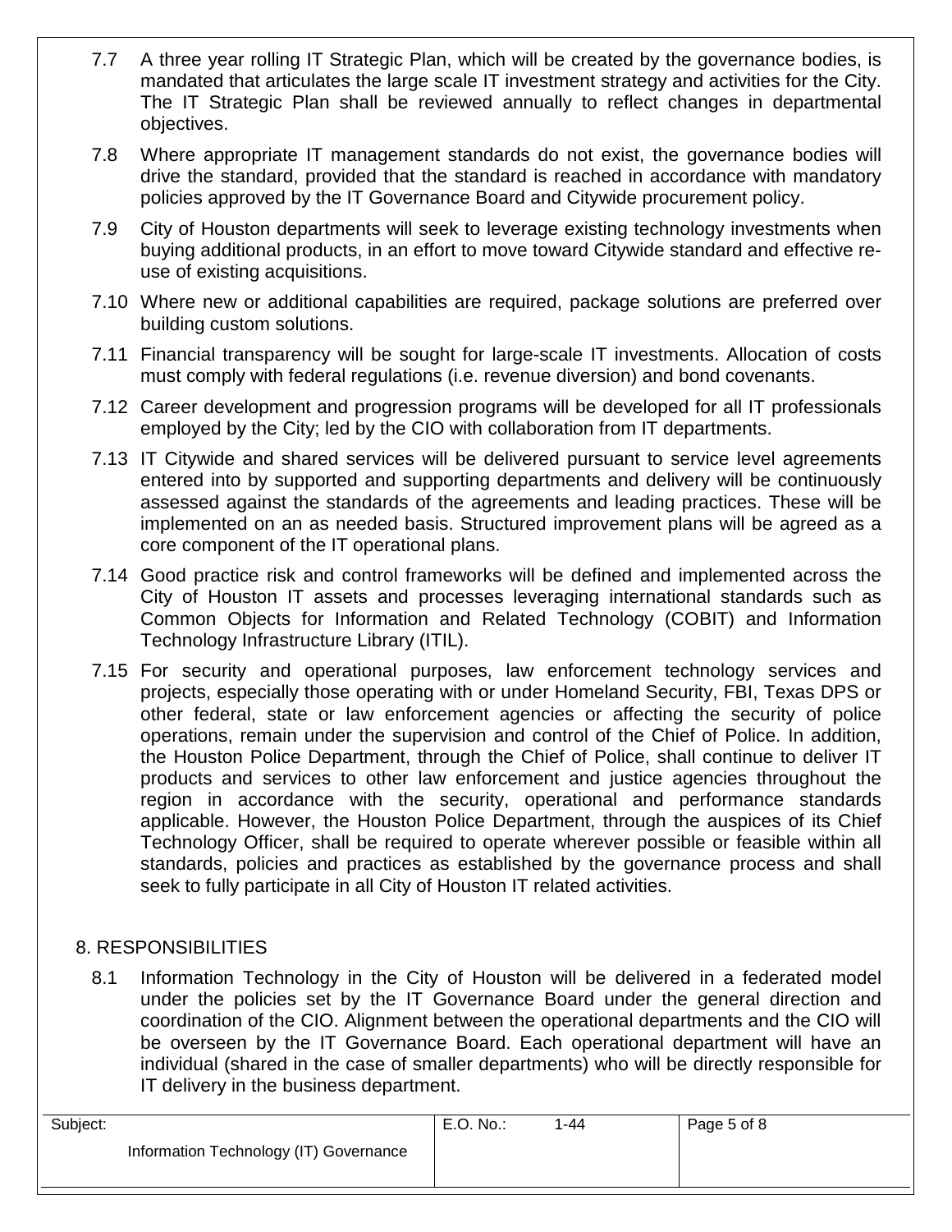7.7 A three year rolling IT Strategic Plan, which will be created by the governance bodies, is mandated that articulates the large scale IT investment strategy and activities for the City. The IT Strategic Plan shall be reviewed annually to reflect changes in departmental objectives.

7.8 Where appropriate IT management standards do not exist, the governance bodies will drive the standard, provided that the standard is reached in accordance with mandatory policies approved by the IT Governance Board and Citywide procurement policy.

7.9 City of Houston departments will seek to leverage existing technology investments when buying additional products, in an effort to move toward Citywide standard and effective re-use of existing acquisitions.

7.10 Where new or additional capabilities are required, package solutions are preferred over building custom solutions.

7.11 Financial transparency will be sought for large-scale IT investments. Allocation of costs must comply with federal regulations (i.e. revenue diversion) and bond covenants.

7.12 Career development and progression programs will be developed for all IT professionals employed by the City; led by the CIO with collaboration from IT departments.

7.13 IT Citywide and shared services will be delivered pursuant to service level agreements entered into by supported and supporting departments and delivery will be continuously assessed against the standards of the agreements and leading practices. These will be implemented on an as needed basis. Structured improvement plans will be agreed as a core component of the IT operational plans.

7.14 Good practice risk and control frameworks will be defined and implemented across the City of Houston IT assets and processes leveraging international standards such as Common Objects for Information and Related Technology (COBIT) and Information Technology Infrastructure Library (ITIL).

7.15 For security and operational purposes, law enforcement technology services and projects, especially those operating with or under Homeland Security, FBI, Texas DPS or other federal, state or law enforcement agencies or affecting the security of police operations, remain under the supervision and control of the Chief of Police. In addition, the Houston Police Department, through the Chief of Police, shall continue to deliver IT products and services to other law enforcement and justice agencies throughout the region in accordance with the security, operational and performance standards applicable. However, the Houston Police Department, through the auspices of its Chief Technology Officer, shall be required to operate wherever possible or feasible within all standards, policies and practices as established by the governance process and shall seek to fully participate in all City of Houston IT related activities.

## 8. RESPONSIBILITIES

8.1 Information Technology in the City of Houston will be delivered in a federated model under the policies set by the IT Governance Board under the general direction and coordination of the CIO. Alignment between the operational departments and the CIO will be overseen by the IT Governance Board. Each operational department will have an individual (shared in the case of smaller departments) who will be directly responsible for IT delivery in the business department.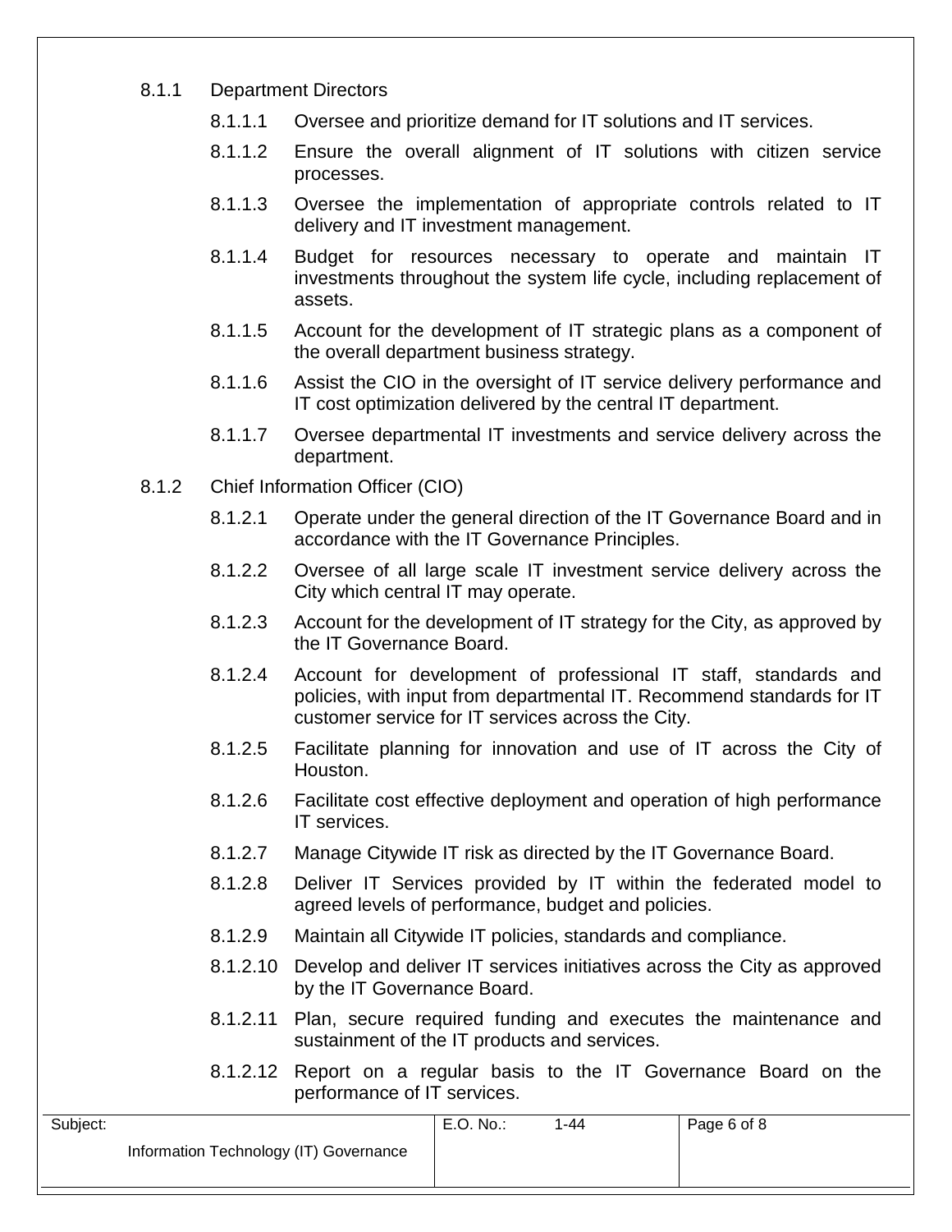8.1.1 Department Directors

8.1.1.1 Oversee and prioritize demand for IT solutions and IT services.

8.1.1.2 Ensure the overall alignment of IT solutions with citizen service processes.

8.1.1.3 Oversee the implementation of appropriate controls related to IT delivery and IT investment management.

8.1.1.4 Budget for resources necessary to operate and maintain IT investments throughout the system life cycle, including replacement of assets.

8.1.1.5 Account for the development of IT strategic plans as a component of the overall department business strategy.

8.1.1.6 Assist the CIO in the oversight of IT service delivery performance and IT cost optimization delivered by the central IT department.

8.1.1.7 Oversee departmental IT investments and service delivery across the department.

8.1.2 Chief Information Officer (CIO)

8.1.2.1 Operate under the general direction of the IT Governance Board and in accordance with the IT Governance Principles.

8.1.2.2 Oversee of all large scale IT investment service delivery across the City which central IT may operate.

8.1.2.3 Account for the development of IT strategy for the City, as approved by the IT Governance Board.

8.1.2.4 Account for development of professional IT staff, standards and policies, with input from departmental IT. Recommend standards for IT customer service for IT services across the City.

8.1.2.5 Facilitate planning for innovation and use of IT across the City of Houston.

8.1.2.6 Facilitate cost effective deployment and operation of high performance IT services.

8.1.2.7 Manage Citywide IT risk as directed by the IT Governance Board.

8.1.2.8 Deliver IT Services provided by IT within the federated model to agreed levels of performance, budget and policies.

8.1.2.9 Maintain all Citywide IT policies, standards and compliance.

8.1.2.10 Develop and deliver IT services initiatives across the City as approved by the IT Governance Board.

8.1.2.11 Plan, secure required funding and executes the maintenance and sustainment of the IT products and services.

8.1.2.12 Report on a regular basis to the IT Governance Board on the performance of IT services.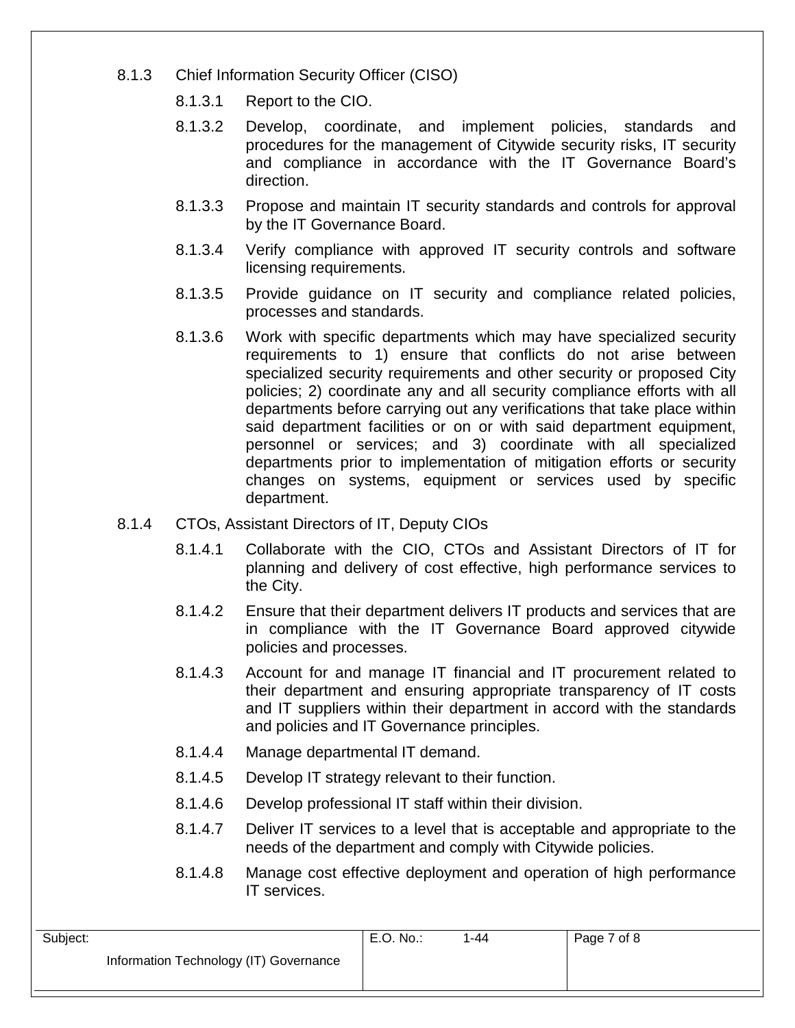8.1.3 Chief Information Security Officer (CISO)

8.1.3.1 Report to the CIO.

8.1.3.2 Develop, coordinate, and implement policies, standards and procedures for the management of Citywide security risks, IT security and compliance in accordance with the IT Governance Board's direction.

8.1.3.3 Propose and maintain IT security standards and controls for approval by the IT Governance Board.

8.1.3.4 Verify compliance with approved IT security controls and software licensing requirements.

8.1.3.5 Provide guidance on IT security and compliance related policies, processes and standards.

8.1.3.6 Work with specific departments which may have specialized security requirements to 1) ensure that conflicts do not arise between specialized security requirements and other security or proposed City policies; 2) coordinate any and all security compliance efforts with all departments before carrying out any verifications that take place within said department facilities or on or with said department equipment, personnel or services; and 3) coordinate with all specialized departments prior to implementation of mitigation efforts or security changes on systems, equipment or services used by specific department.

8.1.4 CTOs, Assistant Directors of IT, Deputy CIOs

8.1.4.1 Collaborate with the CIO, CTOs and Assistant Directors of IT for planning and delivery of cost effective, high performance services to the City.

8.1.4.2 Ensure that their department delivers IT products and services that are in compliance with the IT Governance Board approved citywide policies and processes.

8.1.4.3 Account for and manage IT financial and IT procurement related to their department and ensuring appropriate transparency of IT costs and IT suppliers within their department in accord with the standards and policies and IT Governance principles.

8.1.4.4 Manage departmental IT demand.

8.1.4.5 Develop IT strategy relevant to their function.

8.1.4.6 Develop professional IT staff within their division.

8.1.4.7 Deliver IT services to a level that is acceptable and appropriate to the needs of the department and comply with Citywide policies.

8.1.4.8 Manage cost effective deployment and operation of high performance IT services.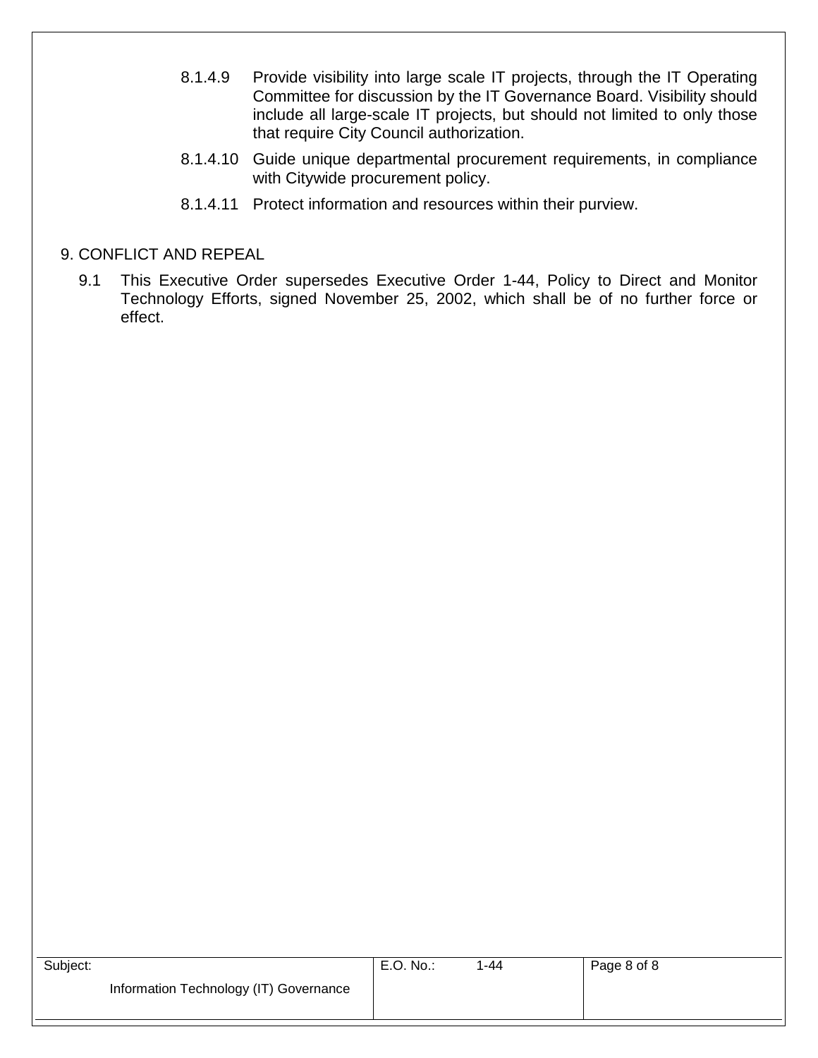8.1.4.9 Provide visibility into large scale IT projects, through the IT Operating Committee for discussion by the IT Governance Board. Visibility should include all large-scale IT projects, but should not limited to only those that require City Council authorization.

8.1.4.10 Guide unique departmental procurement requirements, in compliance with Citywide procurement policy.

8.1.4.11 Protect information and resources within their purview.

## 9. CONFLICT AND REPEAL

9.1 This Executive Order supersedes Executive Order 1-44, Policy to Direct and Monitor Technology Efforts, signed November 25, 2002, which shall be of no further force or effect.